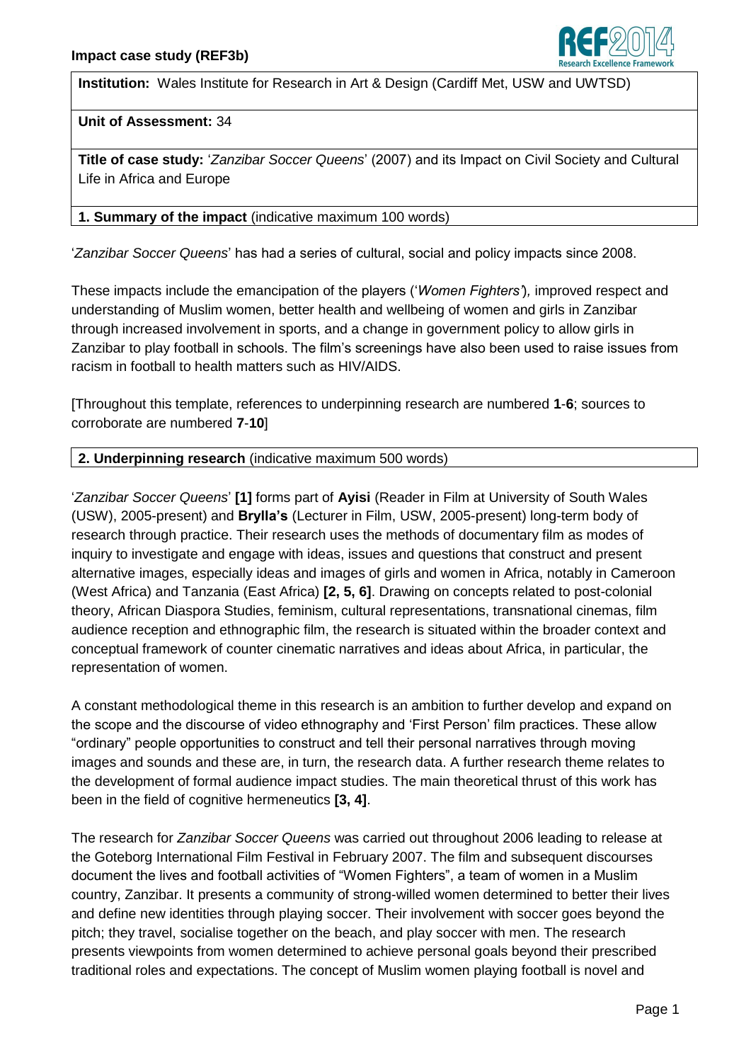**Impact case study (REF3b)**

**Institution:** Wales Institute for Research in Art & Design (Cardiff Met, USW and UWTSD)

**Unit of Assessment:** 34

**Title of case study:** '*Zanzibar Soccer Queens*' (2007) and its Impact on Civil Society and Cultural Life in Africa and Europe

## 1. Summary of the impact (indicative maximum 100 words)

'*Zanzibar Soccer Queens*' has had a series of cultural, social and policy impacts since 2008.

These impacts include the emancipation of the players ('*Women Fighters*'), improved respect and understanding of Muslim women, better health and wellbeing of women and girls in Zanzibar through increased involvement in sports, and a change in government policy to allow girls in Zanzibar to play football in schools. The film's screenings have also been used to raise issues from racism in football to health matters such as HIV/AIDS.

[Throughout this template, references to underpinning research are numbered **1**-**6**; sources to corroborate are numbered **7**-**10**]

## 2. Underpinning research (indicative maximum 500 words)

'*Zanzibar Soccer Queens*' **[1]** forms part of **Ayisi** (Reader in Film at University of South Wales (USW), 2005-present) and **Brylla's** (Lecturer in Film, USW, 2005-present) long-term body of research through practice. Their research uses the methods of documentary film as modes of inquiry to investigate and engage with ideas, issues and questions that construct and present alternative images, especially ideas and images of girls and women in Africa, notably in Cameroon (West Africa) and Tanzania (East Africa) **[2, 5, 6]**. Drawing on concepts related to post-colonial theory, African Diaspora Studies, feminism, cultural representations, transnational cinemas, film audience reception and ethnographic film, the research is situated within the broader context and conceptual framework of counter cinematic narratives and ideas about Africa, in particular, the representation of women.

A constant methodological theme in this research is an ambition to further develop and expand on the scope and the discourse of video ethnography and 'First Person' film practices. These allow "ordinary" people opportunities to construct and tell their personal narratives through moving images and sounds and these are, in turn, the research data. A further research theme relates to the development of formal audience impact studies. The main theoretical thrust of this work has been in the field of cognitive hermeneutics **[3, 4]**.

The research for *Zanzibar Soccer Queens* was carried out throughout 2006 leading to release at the Goteborg International Film Festival in February 2007. The film and subsequent discourses document the lives and football activities of "Women Fighters", a team of women in a Muslim country, Zanzibar. It presents a community of strong-willed women determined to better their lives and define new identities through playing soccer. Their involvement with soccer goes beyond the pitch; they travel, socialise together on the beach, and play soccer with men. The research presents viewpoints from women determined to achieve personal goals beyond their prescribed traditional roles and expectations. The concept of Muslim women playing football is novel and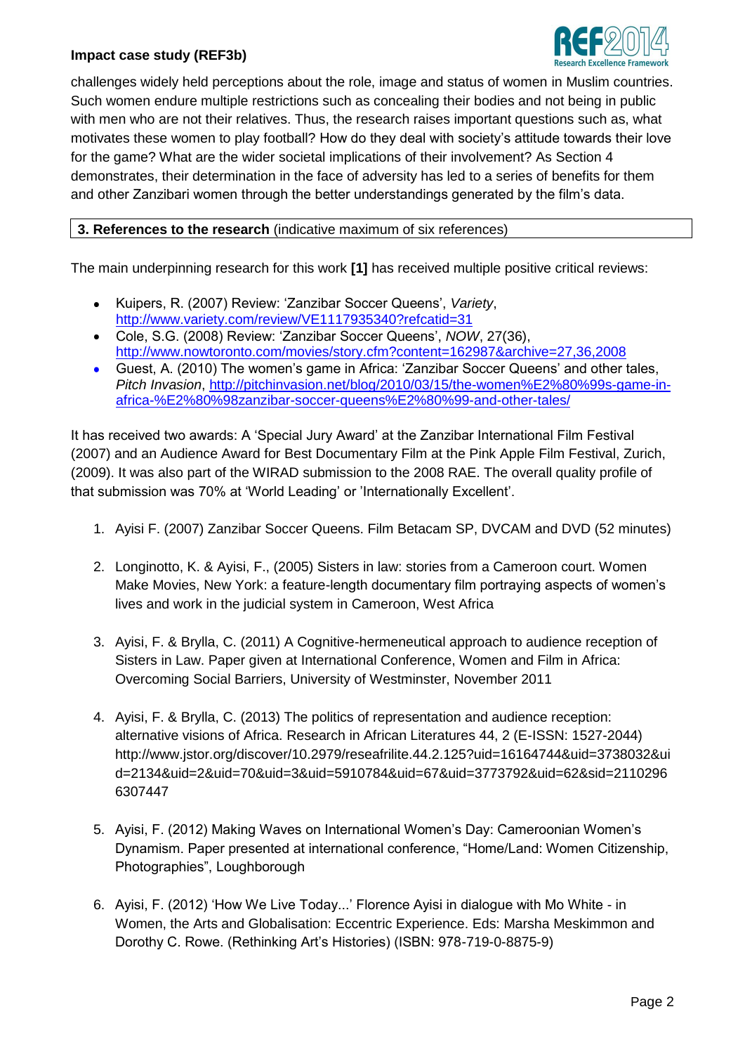challenges widely held perceptions about the role, image and status of women in Muslim countries. Such women endure multiple restrictions such as concealing their bodies and not being in public with men who are not their relatives. Thus, the research raises important questions such as, what motivates these women to play football? How do they deal with society's attitude towards their love for the game? What are the wider societal implications of their involvement? As Section 4 demonstrates, their determination in the face of adversity has led to a series of benefits for them and other Zanzibari women through the better understandings generated by the film's data.

## 3. References to the research (indicative maximum of six references)

The main underpinning research for this work **[1]** has received multiple positive critical reviews:

- Kuipers, R. (2007) Review: 'Zanzibar Soccer Queens', *Variety*, http://www.variety.com/review/VE1117935340?refcatid=31
- Cole, S.G. (2008) Review: 'Zanzibar Soccer Queens', *NOW*, 27(36), http://www.nowtoronto.com/movies/story.cfm?content=162987&archive=27,36,2008
- Guest, A. (2010) The women's game in Africa: 'Zanzibar Soccer Queens' and other tales, *Pitch Invasion*, http://pitchinvasion.net/blog/2010/03/15/the-women%E2%80%99s-game-in-africa-%E2%80%98zanzibar-soccer-queens%E2%80%99-and-other-tales/

It has received two awards: A 'Special Jury Award' at the Zanzibar International Film Festival (2007) and an Audience Award for Best Documentary Film at the Pink Apple Film Festival, Zurich, (2009). It was also part of the WIRAD submission to the 2008 RAE. The overall quality profile of that submission was 70% at 'World Leading' or 'Internationally Excellent'.

1. Ayisi F. (2007) Zanzibar Soccer Queens. Film Betacam SP, DVCAM and DVD (52 minutes)

2. Longinotto, K. & Ayisi, F., (2005) Sisters in law: stories from a Cameroon court. Women Make Movies, New York: a feature-length documentary film portraying aspects of women's lives and work in the judicial system in Cameroon, West Africa

3. Ayisi, F. & Brylla, C. (2011) A Cognitive-hermeneutical approach to audience reception of Sisters in Law. Paper given at International Conference, Women and Film in Africa: Overcoming Social Barriers, University of Westminster, November 2011

4. Ayisi, F. & Brylla, C. (2013) The politics of representation and audience reception: alternative visions of Africa. Research in African Literatures 44, 2 (E-ISSN: 1527-2044) http://www.jstor.org/discover/10.2979/reseafrilite.44.2.125?uid=16164744&uid=3738032&uid=2134&uid=2&uid=70&uid=3&uid=5910784&uid=67&uid=3773792&uid=62&sid=21102966307447

5. Ayisi, F. (2012) Making Waves on International Women's Day: Cameroonian Women's Dynamism. Paper presented at international conference, "Home/Land: Women Citizenship, Photographies", Loughborough

6. Ayisi, F. (2012) 'How We Live Today...' Florence Ayisi in dialogue with Mo White - in Women, the Arts and Globalisation: Eccentric Experience. Eds: Marsha Meskimmon and Dorothy C. Rowe. (Rethinking Art's Histories) (ISBN: 978-719-0-8875-9)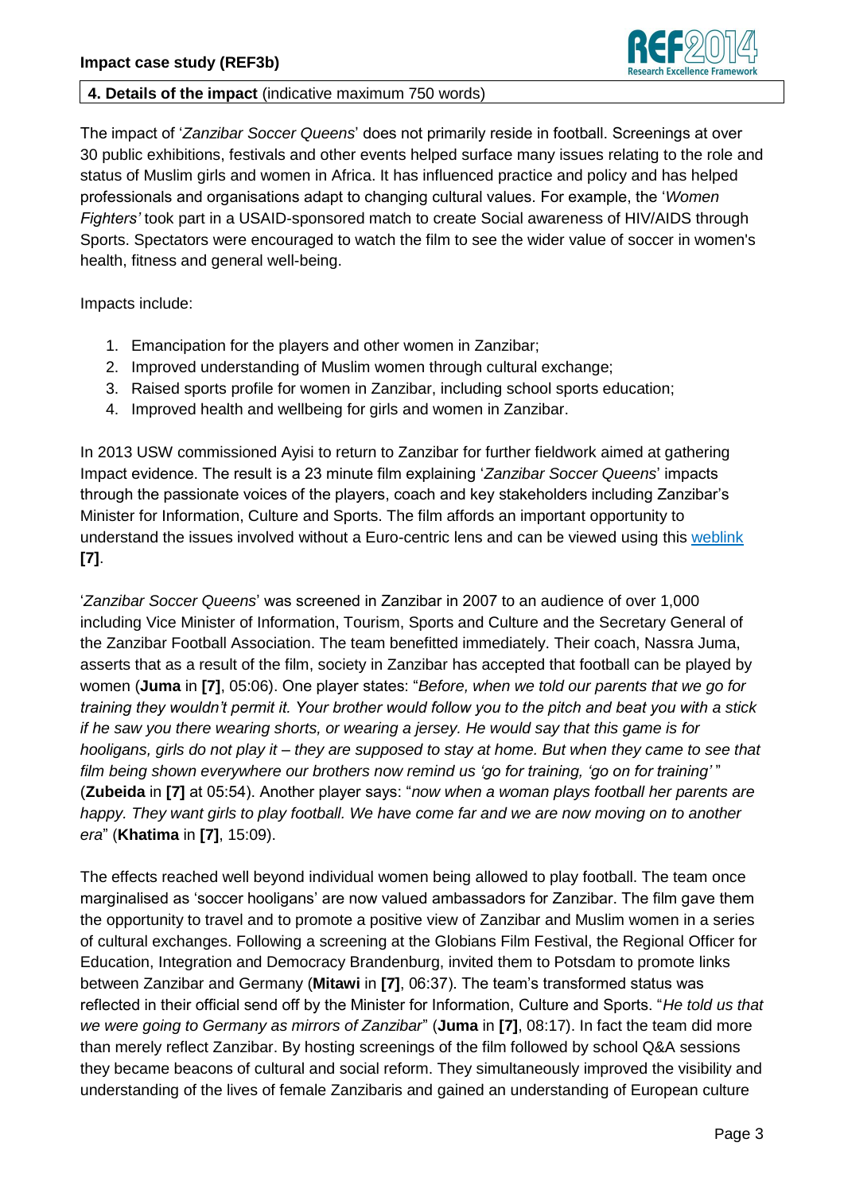**4. Details of the impact** (indicative maximum 750 words)

The impact of '*Zanzibar Soccer Queens*' does not primarily reside in football. Screenings at over 30 public exhibitions, festivals and other events helped surface many issues relating to the role and status of Muslim girls and women in Africa. It has influenced practice and policy and has helped professionals and organisations adapt to changing cultural values. For example, the '*Women Fighters'* took part in a USAID-sponsored match to create Social awareness of HIV/AIDS through Sports. Spectators were encouraged to watch the film to see the wider value of soccer in women's health, fitness and general well-being.

Impacts include:

1. Emancipation for the players and other women in Zanzibar;
2. Improved understanding of Muslim women through cultural exchange;
3. Raised sports profile for women in Zanzibar, including school sports education;
4. Improved health and wellbeing for girls and women in Zanzibar.

In 2013 USW commissioned Ayisi to return to Zanzibar for further fieldwork aimed at gathering Impact evidence. The result is a 23 minute film explaining '*Zanzibar Soccer Queens*' impacts through the passionate voices of the players, coach and key stakeholders including Zanzibar's Minister for Information, Culture and Sports. The film affords an important opportunity to understand the issues involved without a Euro-centric lens and can be viewed using this weblink **[7]**.

'*Zanzibar Soccer Queens*' was screened in Zanzibar in 2007 to an audience of over 1,000 including Vice Minister of Information, Tourism, Sports and Culture and the Secretary General of the Zanzibar Football Association. The team benefitted immediately. Their coach, Nassra Juma, asserts that as a result of the film, society in Zanzibar has accepted that football can be played by women (**Juma** in **[7]**, 05:06). One player states: "*Before, when we told our parents that we go for training they wouldn't permit it. Your brother would follow you to the pitch and beat you with a stick if he saw you there wearing shorts, or wearing a jersey. He would say that this game is for hooligans, girls do not play it – they are supposed to stay at home. But when they came to see that film being shown everywhere our brothers now remind us 'go for training, 'go on for training'* " (**Zubeida** in **[7]** at 05:54). Another player says: "*now when a woman plays football her parents are happy. They want girls to play football. We have come far and we are now moving on to another era*" (**Khatima** in **[7]**, 15:09).

The effects reached well beyond individual women being allowed to play football. The team once marginalised as 'soccer hooligans' are now valued ambassadors for Zanzibar. The film gave them the opportunity to travel and to promote a positive view of Zanzibar and Muslim women in a series of cultural exchanges. Following a screening at the Globians Film Festival, the Regional Officer for Education, Integration and Democracy Brandenburg, invited them to Potsdam to promote links between Zanzibar and Germany (**Mitawi** in **[7]**, 06:37). The team's transformed status was reflected in their official send off by the Minister for Information, Culture and Sports. "*He told us that we were going to Germany as mirrors of Zanzibar*" (**Juma** in **[7]**, 08:17). In fact the team did more than merely reflect Zanzibar. By hosting screenings of the film followed by school Q&A sessions they became beacons of cultural and social reform. They simultaneously improved the visibility and understanding of the lives of female Zanzibaris and gained an understanding of European culture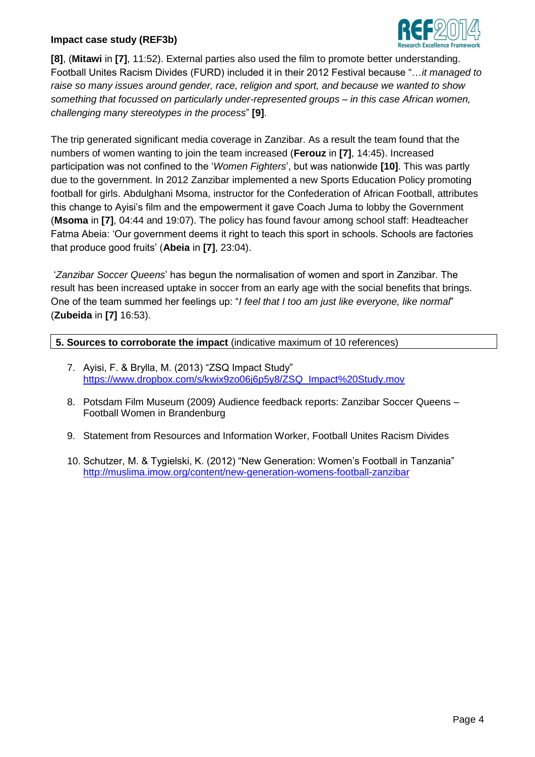**[8]**, (**Mitawi** in **[7]**, 11:52). External parties also used the film to promote better understanding. Football Unites Racism Divides (FURD) included it in their 2012 Festival because "…*it managed to raise so many issues around gender, race, religion and sport, and because we wanted to show something that focussed on particularly under-represented groups – in this case African women, challenging many stereotypes in the process*" **[9]**.

The trip generated significant media coverage in Zanzibar. As a result the team found that the numbers of women wanting to join the team increased (**Ferouz** in **[7]**, 14:45). Increased participation was not confined to the '*Women Fighters*', but was nationwide **[10]**. This was partly due to the government. In 2012 Zanzibar implemented a new Sports Education Policy promoting football for girls. Abdulghani Msoma, instructor for the Confederation of African Football, attributes this change to Ayisi's film and the empowerment it gave Coach Juma to lobby the Government (**Msoma** in **[7]**, 04:44 and 19:07). The policy has found favour among school staff: Headteacher Fatma Abeia: 'Our government deems it right to teach this sport in schools. Schools are factories that produce good fruits' (**Abeia** in **[7]**, 23:04).

'*Zanzibar Soccer Queens*' has begun the normalisation of women and sport in Zanzibar. The result has been increased uptake in soccer from an early age with the social benefits that brings. One of the team summed her feelings up: "*I feel that I too am just like everyone, like normal*" (**Zubeida** in **[7]** 16:53).

## 5. Sources to corroborate the impact (indicative maximum of 10 references)

7. Ayisi, F. & Brylla, M. (2013) "ZSQ Impact Study" https://www.dropbox.com/s/kwix9zo06j6p5y8/ZSQ_Impact%20Study.mov
8. Potsdam Film Museum (2009) Audience feedback reports: Zanzibar Soccer Queens – Football Women in Brandenburg
9. Statement from Resources and Information Worker, Football Unites Racism Divides
10. Schutzer, M. & Tygielski, K. (2012) "New Generation: Women's Football in Tanzania" http://muslima.imow.org/content/new-generation-womens-football-zanzibar